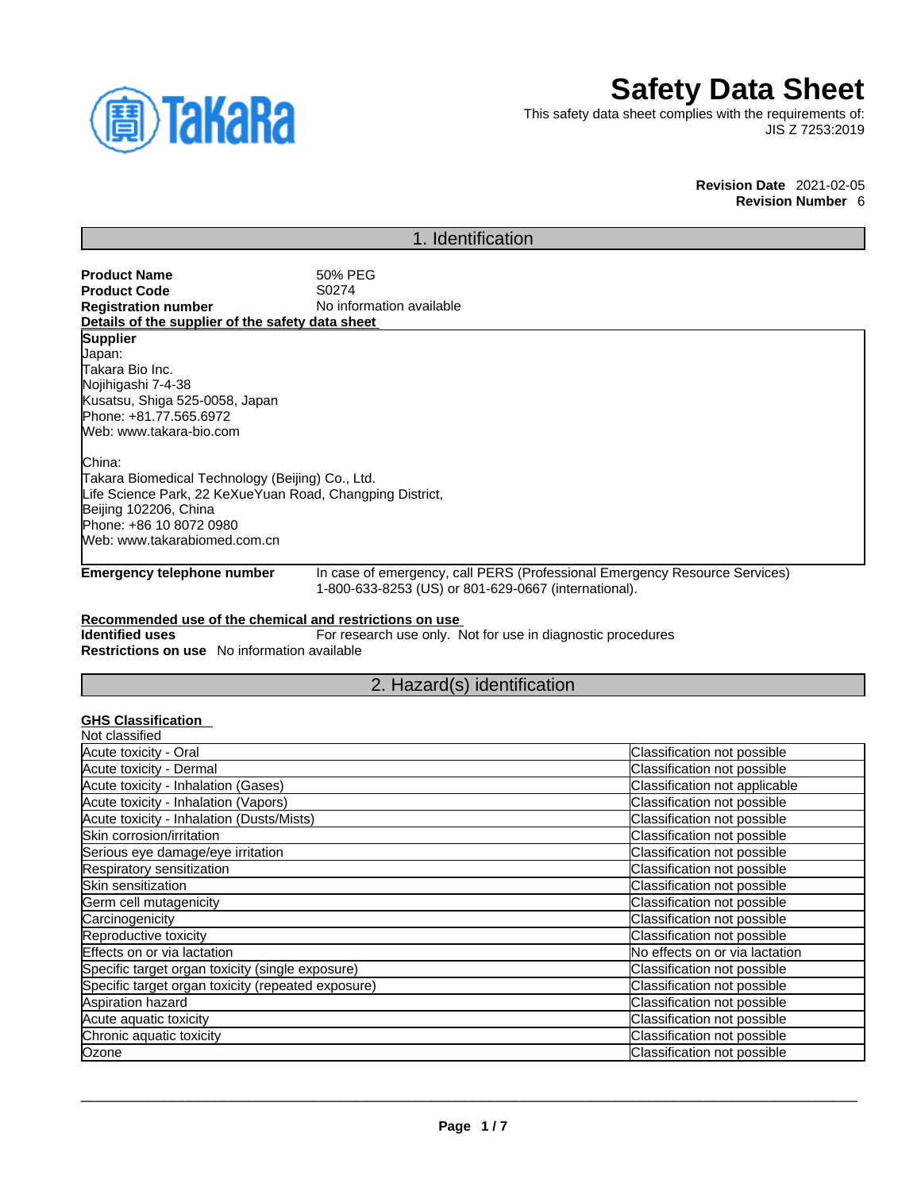# Safety Data Sheet

This safety data sheet complies with the requirements of:
JIS Z 7253:2019

**Revision Date** 2021-02-05
**Revision Number** 6

## 1. Identification

**Product Name** 50% PEG
**Product Code** S0274
**Registration number** No information available

**Details of the supplier of the safety data sheet**

**Supplier**
Japan:
Takara Bio Inc.
Nojihigashi 7-4-38
Kusatsu, Shiga 525-0058, Japan
Phone: +81.77.565.6972
Web: www.takara-bio.com

China:
Takara Biomedical Technology (Beijing) Co., Ltd.
Life Science Park, 22 KeXueYuan Road, Changping District,
Beijing 102206, China
Phone: +86 10 8072 0980
Web: www.takarabiomed.com.cn

**Emergency telephone number** In case of emergency, call PERS (Professional Emergency Resource Services) 1-800-633-8253 (US) or 801-629-0667 (international).

**Recommended use of the chemical and restrictions on use**

**Identified uses** For research use only. Not for use in diagnostic procedures
**Restrictions on use** No information available

## 2. Hazard(s) identification

**GHS Classification**

Not classified

| | |
|---|---|
| Acute toxicity - Oral | Classification not possible |
| Acute toxicity - Dermal | Classification not possible |
| Acute toxicity - Inhalation (Gases) | Classification not applicable |
| Acute toxicity - Inhalation (Vapors) | Classification not possible |
| Acute toxicity - Inhalation (Dusts/Mists) | Classification not possible |
| Skin corrosion/irritation | Classification not possible |
| Serious eye damage/eye irritation | Classification not possible |
| Respiratory sensitization | Classification not possible |
| Skin sensitization | Classification not possible |
| Germ cell mutagenicity | Classification not possible |
| Carcinogenicity | Classification not possible |
| Reproductive toxicity | Classification not possible |
| Effects on or via lactation | No effects on or via lactation |
| Specific target organ toxicity (single exposure) | Classification not possible |
| Specific target organ toxicity (repeated exposure) | Classification not possible |
| Aspiration hazard | Classification not possible |
| Acute aquatic toxicity | Classification not possible |
| Chronic aquatic toxicity | Classification not possible |
| Ozone | Classification not possible |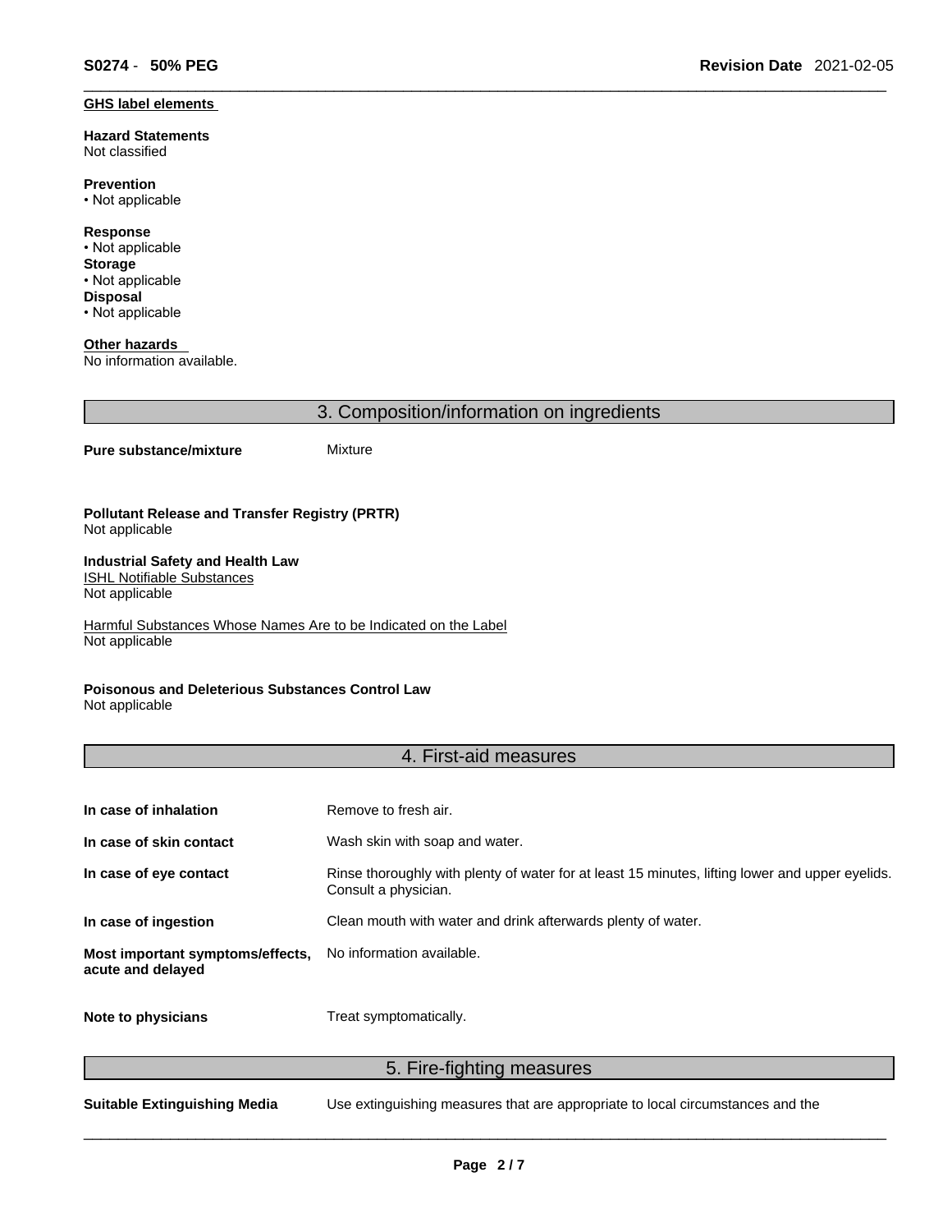**GHS label elements**

**Hazard Statements**
Not classified

**Prevention**
• Not applicable

**Response**
• Not applicable
**Storage**
• Not applicable
**Disposal**
• Not applicable

**Other hazards**
No information available.

## 3. Composition/information on ingredients

**Pure substance/mixture** Mixture

**Pollutant Release and Transfer Registry (PRTR)**
Not applicable

**Industrial Safety and Health Law**
ISHL Notifiable Substances
Not applicable

Harmful Substances Whose Names Are to be Indicated on the Label
Not applicable

**Poisonous and Deleterious Substances Control Law**
Not applicable

## 4. First-aid measures

| | |
|---|---|
| **In case of inhalation** | Remove to fresh air. |
| **In case of skin contact** | Wash skin with soap and water. |
| **In case of eye contact** | Rinse thoroughly with plenty of water for at least 15 minutes, lifting lower and upper eyelids. Consult a physician. |
| **In case of ingestion** | Clean mouth with water and drink afterwards plenty of water. |
| **Most important symptoms/effects, acute and delayed** | No information available. |
| **Note to physicians** | Treat symptomatically. |

## 5. Fire-fighting measures

**Suitable Extinguishing Media** Use extinguishing measures that are appropriate to local circumstances and the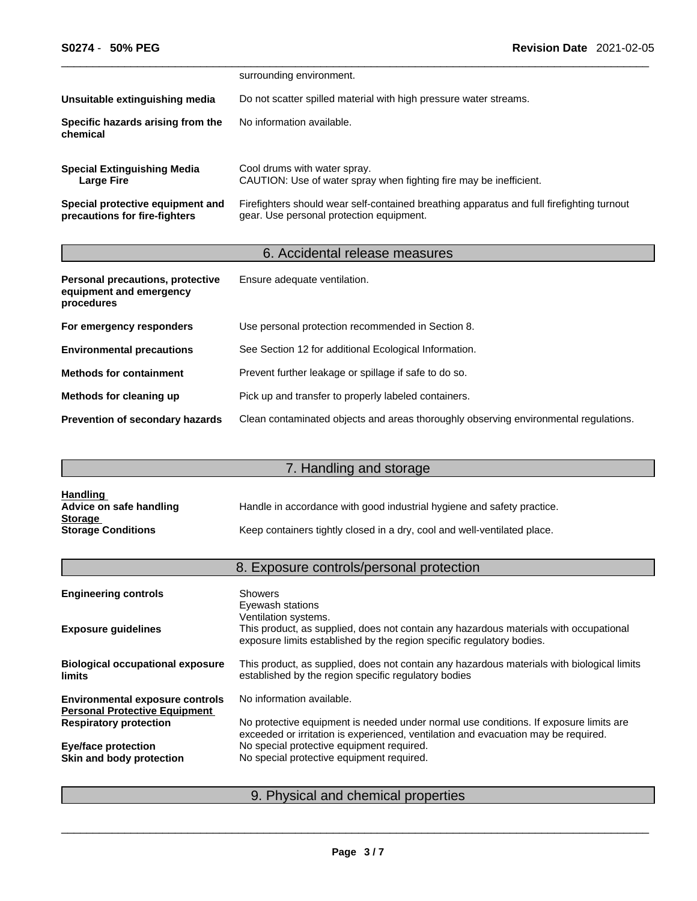| | |
|---|---|
| | surrounding environment. |
| **Unsuitable extinguishing media** | Do not scatter spilled material with high pressure water streams. |
| **Specific hazards arising from the chemical** | No information available. |
| **Special Extinguishing Media** **Large Fire** | Cool drums with water spray. CAUTION: Use of water spray when fighting fire may be inefficient. |
| **Special protective equipment and precautions for fire-fighters** | Firefighters should wear self-contained breathing apparatus and full firefighting turnout gear. Use personal protection equipment. |

## 6. Accidental release measures

| | |
|---|---|
| **Personal precautions, protective equipment and emergency procedures** | Ensure adequate ventilation. |
| **For emergency responders** | Use personal protection recommended in Section 8. |
| **Environmental precautions** | See Section 12 for additional Ecological Information. |
| **Methods for containment** | Prevent further leakage or spillage if safe to do so. |
| **Methods for cleaning up** | Pick up and transfer to properly labeled containers. |
| **Prevention of secondary hazards** | Clean contaminated objects and areas thoroughly observing environmental regulations. |

## 7. Handling and storage

**Handling**

| | |
|---|---|
| **Advice on safe handling** | Handle in accordance with good industrial hygiene and safety practice. |

**Storage**

| | |
|---|---|
| **Storage Conditions** | Keep containers tightly closed in a dry, cool and well-ventilated place. |

## 8. Exposure controls/personal protection

| | |
|---|---|
| **Engineering controls** | Showers<br>Eyewash stations<br>Ventilation systems. |
| **Exposure guidelines** | This product, as supplied, does not contain any hazardous materials with occupational exposure limits established by the region specific regulatory bodies. |
| **Biological occupational exposure limits** | This product, as supplied, does not contain any hazardous materials with biological limits established by the region specific regulatory bodies |
| **Environmental exposure controls** | No information available. |

**Personal Protective Equipment**

| | |
|---|---|
| **Respiratory protection** | No protective equipment is needed under normal use conditions. If exposure limits are exceeded or irritation is experienced, ventilation and evacuation may be required. |
| **Eye/face protection** | No special protective equipment required. |
| **Skin and body protection** | No special protective equipment required. |

## 9. Physical and chemical properties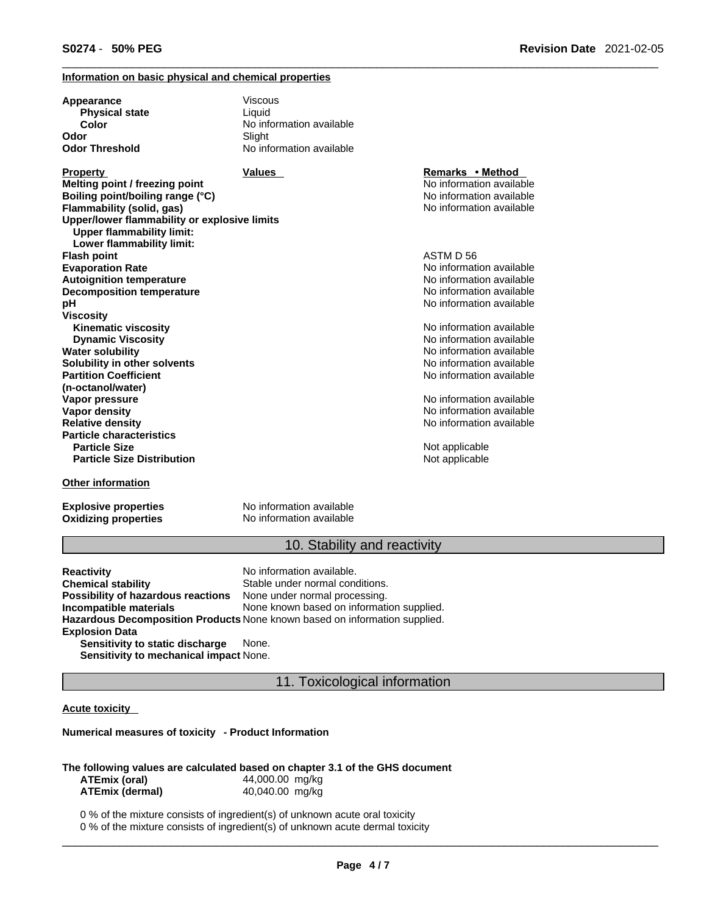**Information on basic physical and chemical properties**

| | |
|---|---|
| **Appearance** | Viscous |
| **Physical state** | Liquid |
| **Color** | No information available |
| **Odor** | Slight |
| **Odor Threshold** | No information available |

| Property | Values | Remarks • Method |
|---|---|---|
| **Melting point / freezing point** | | No information available |
| **Boiling point/boiling range (°C)** | | No information available |
| **Flammability (solid, gas)** | | No information available |
| **Upper/lower flammability or explosive limits** | | |
| **Upper flammability limit:** | | |
| **Lower flammability limit:** | | |
| **Flash point** | | ASTM D 56 |
| **Evaporation Rate** | | No information available |
| **Autoignition temperature** | | No information available |
| **Decomposition temperature** | | No information available |
| **pH** | | No information available |
| **Viscosity** | | |
| **Kinematic viscosity** | | No information available |
| **Dynamic Viscosity** | | No information available |
| **Water solubility** | | No information available |
| **Solubility in other solvents** | | No information available |
| **Partition Coefficient (n-octanol/water)** | | No information available |
| **Vapor pressure** | | No information available |
| **Vapor density** | | No information available |
| **Relative density** | | No information available |
| **Particle characteristics** | | |
| **Particle Size** | | Not applicable |
| **Particle Size Distribution** | | Not applicable |

**Other information**

| | |
|---|---|
| **Explosive properties** | No information available |
| **Oxidizing properties** | No information available |

## 10. Stability and reactivity

| | |
|---|---|
| **Reactivity** | No information available. |
| **Chemical stability** | Stable under normal conditions. |
| **Possibility of hazardous reactions** | None under normal processing. |
| **Incompatible materials** | None known based on information supplied. |
| **Hazardous Decomposition Products** | None known based on information supplied. |
| **Explosion Data** | |
| **Sensitivity to static discharge** | None. |
| **Sensitivity to mechanical impact** | None. |

## 11. Toxicological information

**Acute toxicity**

**Numerical measures of toxicity - Product Information**

**The following values are calculated based on chapter 3.1 of the GHS document**

| | |
|---|---|
| **ATEmix (oral)** | 44,000.00 mg/kg |
| **ATEmix (dermal)** | 40,040.00 mg/kg |

0 % of the mixture consists of ingredient(s) of unknown acute oral toxicity
0 % of the mixture consists of ingredient(s) of unknown acute dermal toxicity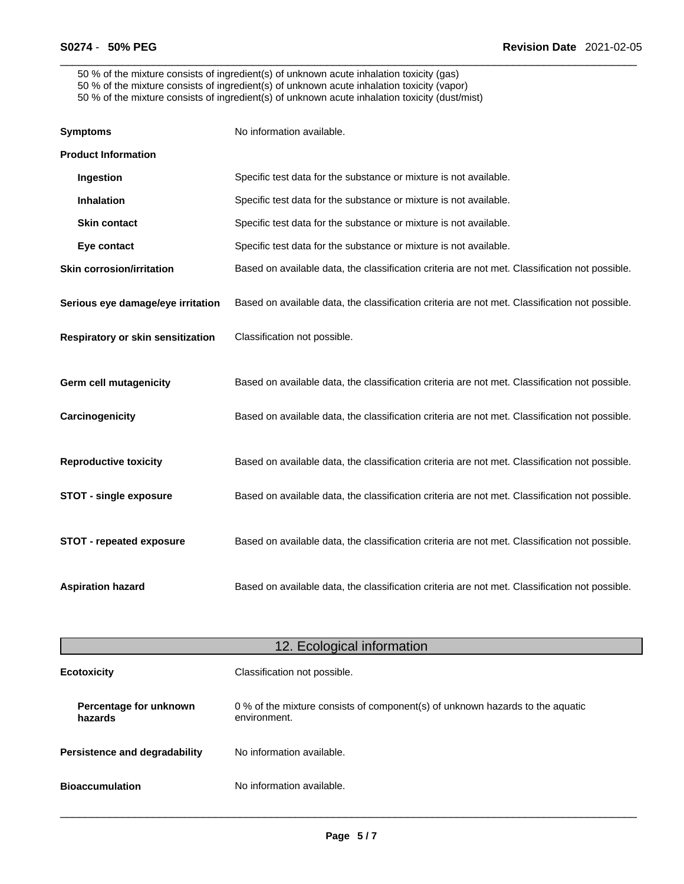50 % of the mixture consists of ingredient(s) of unknown acute inhalation toxicity (gas)
50 % of the mixture consists of ingredient(s) of unknown acute inhalation toxicity (vapor)
50 % of the mixture consists of ingredient(s) of unknown acute inhalation toxicity (dust/mist)

**Symptoms** No information available.

**Product Information**

**Ingestion** Specific test data for the substance or mixture is not available.

**Inhalation** Specific test data for the substance or mixture is not available.

**Skin contact** Specific test data for the substance or mixture is not available.

**Eye contact** Specific test data for the substance or mixture is not available.

**Skin corrosion/irritation** Based on available data, the classification criteria are not met. Classification not possible.

**Serious eye damage/eye irritation** Based on available data, the classification criteria are not met. Classification not possible.

**Respiratory or skin sensitization** Classification not possible.

**Germ cell mutagenicity** Based on available data, the classification criteria are not met. Classification not possible.

**Carcinogenicity** Based on available data, the classification criteria are not met. Classification not possible.

**Reproductive toxicity** Based on available data, the classification criteria are not met. Classification not possible.

**STOT - single exposure** Based on available data, the classification criteria are not met. Classification not possible.

**STOT - repeated exposure** Based on available data, the classification criteria are not met. Classification not possible.

**Aspiration hazard** Based on available data, the classification criteria are not met. Classification not possible.

## 12. Ecological information

**Ecotoxicity** Classification not possible.

**Percentage for unknown hazards** 0 % of the mixture consists of component(s) of unknown hazards to the aquatic environment.

**Persistence and degradability** No information available.

**Bioaccumulation** No information available.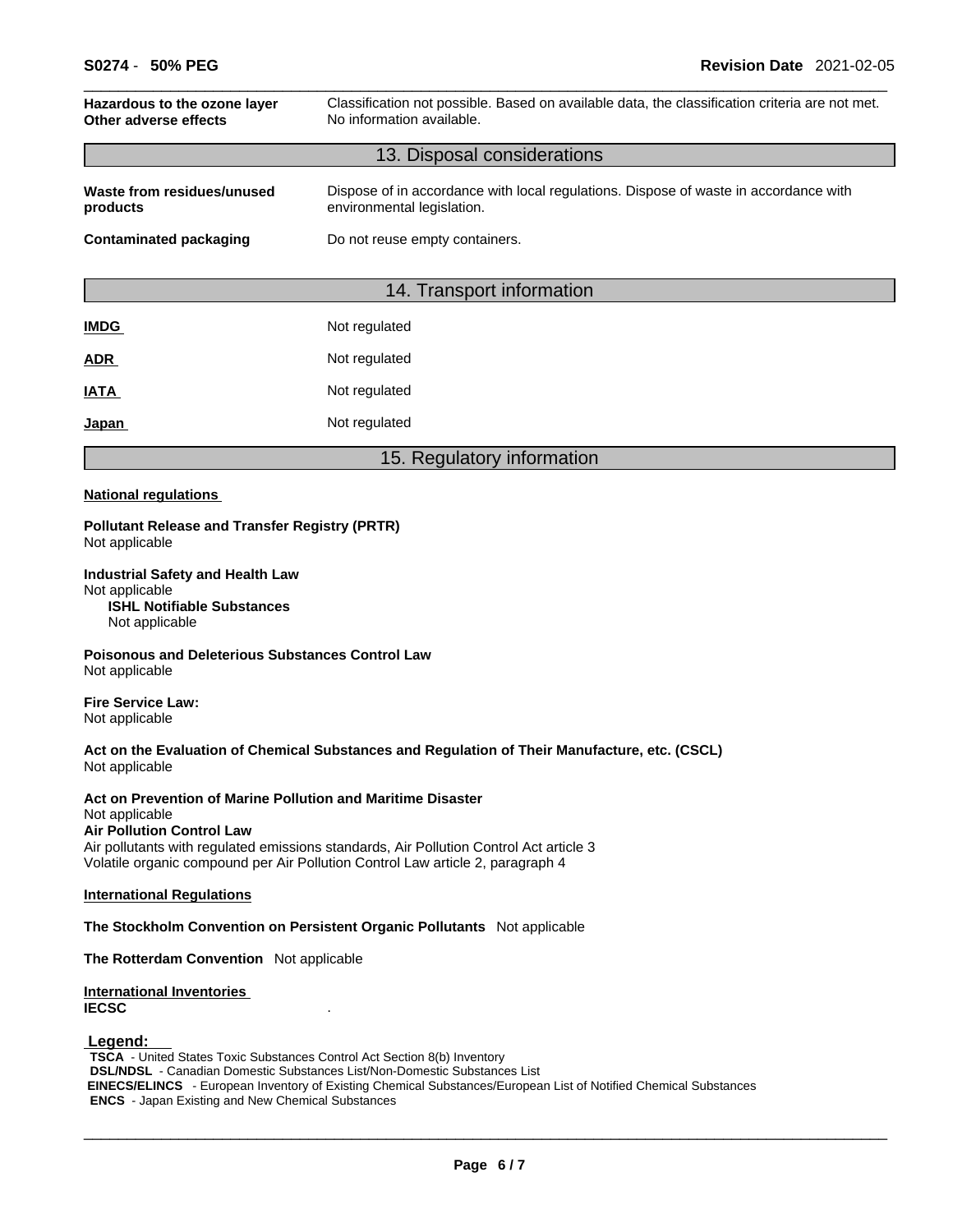| | |
|---|---|
| **Hazardous to the ozone layer** | Classification not possible. Based on available data, the classification criteria are not met. |
| **Other adverse effects** | No information available. |

## 13. Disposal considerations

| | |
|---|---|
| **Waste from residues/unused products** | Dispose of in accordance with local regulations. Dispose of waste in accordance with environmental legislation. |
| **Contaminated packaging** | Do not reuse empty containers. |

## 14. Transport information

| | |
|---|---|
| **IMDG** | Not regulated |
| **ADR** | Not regulated |
| **IATA** | Not regulated |
| **Japan** | Not regulated |

## 15. Regulatory information

**National regulations**

**Pollutant Release and Transfer Registry (PRTR)**
Not applicable

**Industrial Safety and Health Law**
Not applicable
**ISHL Notifiable Substances**
Not applicable

**Poisonous and Deleterious Substances Control Law**
Not applicable

**Fire Service Law:**
Not applicable

**Act on the Evaluation of Chemical Substances and Regulation of Their Manufacture, etc. (CSCL)**
Not applicable

**Act on Prevention of Marine Pollution and Maritime Disaster**
Not applicable
**Air Pollution Control Law**
Air pollutants with regulated emissions standards, Air Pollution Control Act article 3
Volatile organic compound per Air Pollution Control Law article 2, paragraph 4

**International Regulations**

**The Stockholm Convention on Persistent Organic Pollutants** Not applicable

**The Rotterdam Convention** Not applicable

**International Inventories**
**IECSC** .

**Legend:**
**TSCA** - United States Toxic Substances Control Act Section 8(b) Inventory
**DSL/NDSL** - Canadian Domestic Substances List/Non-Domestic Substances List
**EINECS/ELINCS** - European Inventory of Existing Chemical Substances/European List of Notified Chemical Substances
**ENCS** - Japan Existing and New Chemical Substances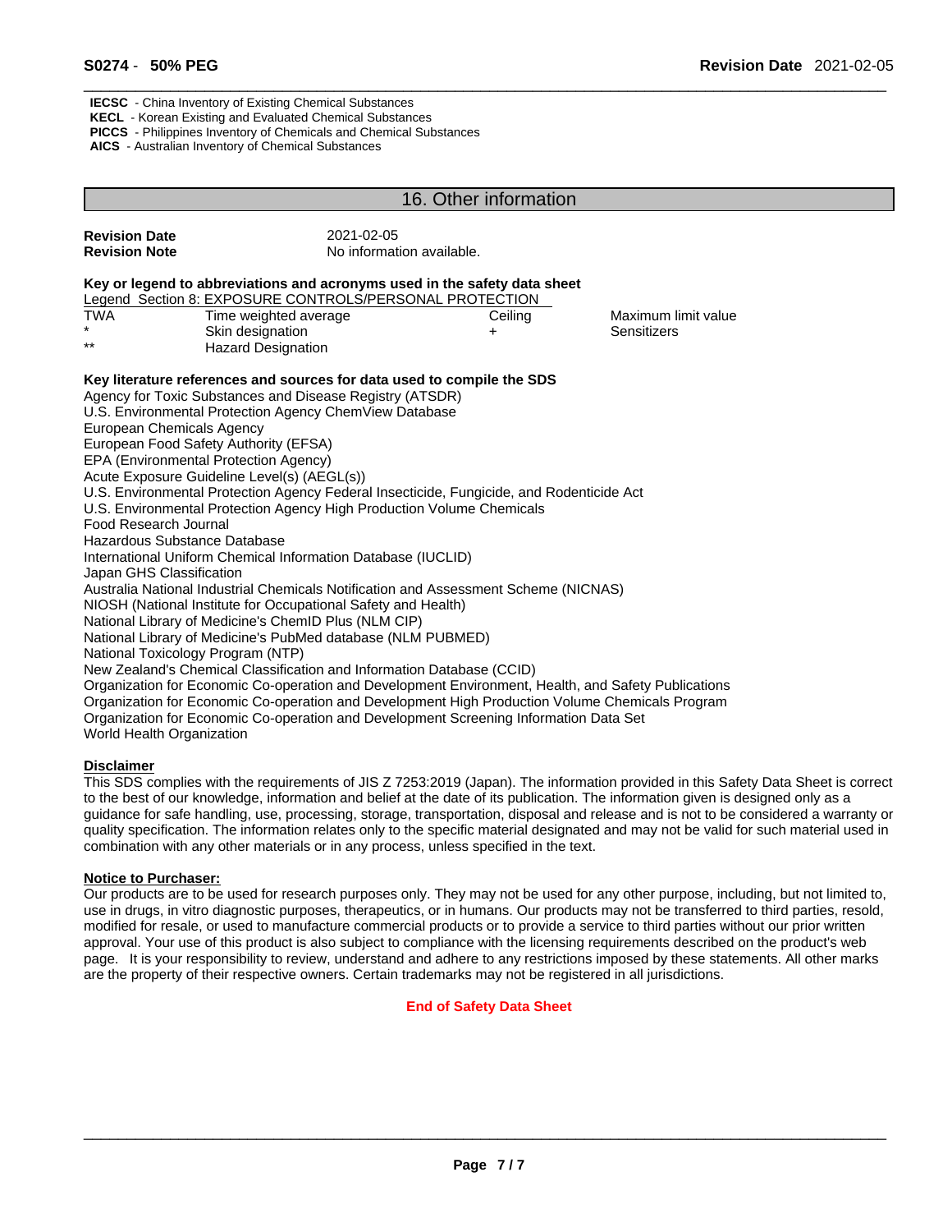**IECSC** - China Inventory of Existing Chemical Substances
**KECL** - Korean Existing and Evaluated Chemical Substances
**PICCS** - Philippines Inventory of Chemicals and Chemical Substances
**AICS** - Australian Inventory of Chemical Substances

## 16. Other information

**Revision Date** 2021-02-05
**Revision Note** No information available.

**Key or legend to abbreviations and acronyms used in the safety data sheet**

Legend Section 8: EXPOSURE CONTROLS/PERSONAL PROTECTION

| | | | |
|---|---|---|---|
| TWA | Time weighted average | Ceiling | Maximum limit value |
| * | Skin designation | + | Sensitizers |
| ** | Hazard Designation | | |

**Key literature references and sources for data used to compile the SDS**

Agency for Toxic Substances and Disease Registry (ATSDR)
U.S. Environmental Protection Agency ChemView Database
European Chemicals Agency
European Food Safety Authority (EFSA)
EPA (Environmental Protection Agency)
Acute Exposure Guideline Level(s) (AEGL(s))
U.S. Environmental Protection Agency Federal Insecticide, Fungicide, and Rodenticide Act
U.S. Environmental Protection Agency High Production Volume Chemicals
Food Research Journal
Hazardous Substance Database
International Uniform Chemical Information Database (IUCLID)
Japan GHS Classification
Australia National Industrial Chemicals Notification and Assessment Scheme (NICNAS)
NIOSH (National Institute for Occupational Safety and Health)
National Library of Medicine's ChemID Plus (NLM CIP)
National Library of Medicine's PubMed database (NLM PUBMED)
National Toxicology Program (NTP)
New Zealand's Chemical Classification and Information Database (CCID)
Organization for Economic Co-operation and Development Environment, Health, and Safety Publications
Organization for Economic Co-operation and Development High Production Volume Chemicals Program
Organization for Economic Co-operation and Development Screening Information Data Set
World Health Organization

**Disclaimer**

This SDS complies with the requirements of JIS Z 7253:2019 (Japan). The information provided in this Safety Data Sheet is correct to the best of our knowledge, information and belief at the date of its publication. The information given is designed only as a guidance for safe handling, use, processing, storage, transportation, disposal and release and is not to be considered a warranty or quality specification. The information relates only to the specific material designated and may not be valid for such material used in combination with any other materials or in any process, unless specified in the text.

**Notice to Purchaser:**

Our products are to be used for research purposes only. They may not be used for any other purpose, including, but not limited to, use in drugs, in vitro diagnostic purposes, therapeutics, or in humans. Our products may not be transferred to third parties, resold, modified for resale, or used to manufacture commercial products or to provide a service to third parties without our prior written approval. Your use of this product is also subject to compliance with the licensing requirements described on the product's web page. It is your responsibility to review, understand and adhere to any restrictions imposed by these statements. All other marks are the property of their respective owners. Certain trademarks may not be registered in all jurisdictions.

**End of Safety Data Sheet**